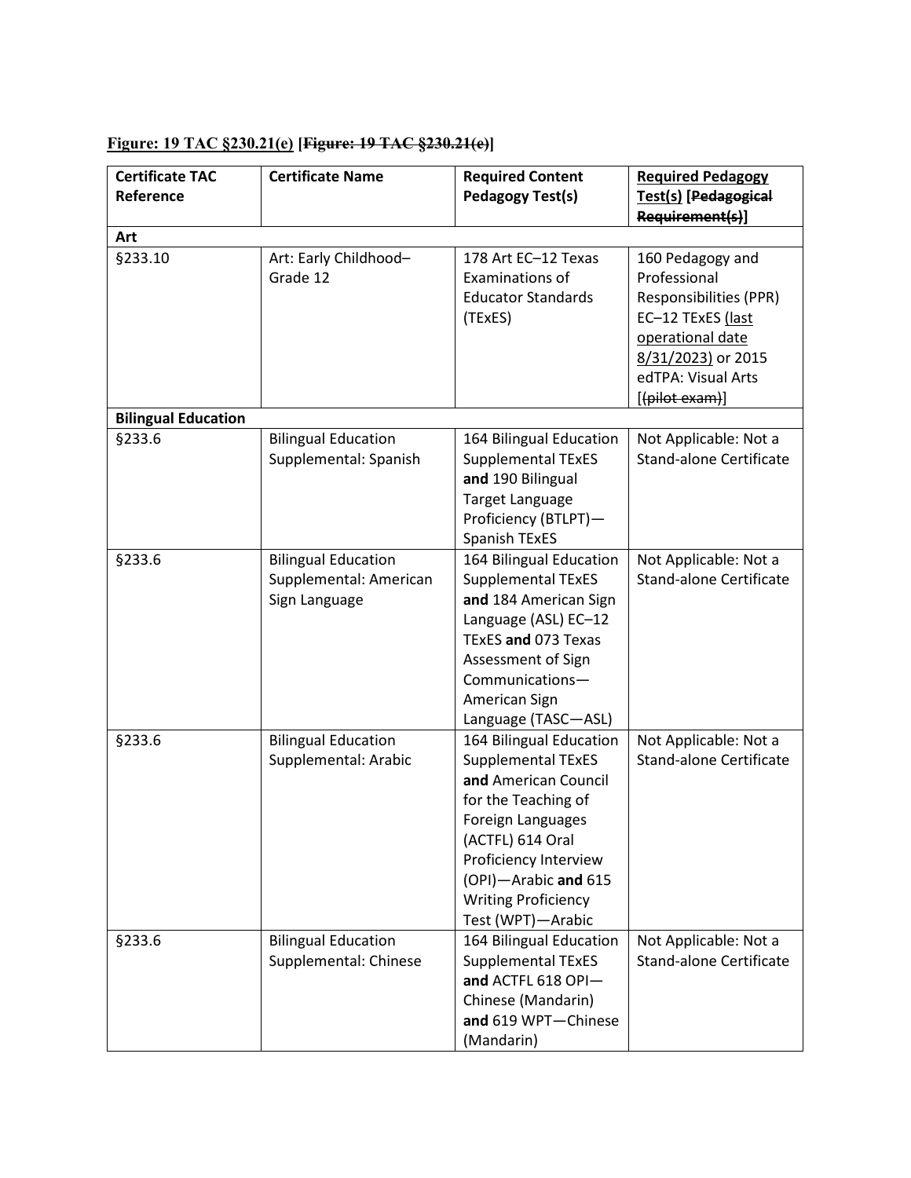**Figure: 19 TAC §230.21(e) [~~Figure: 19 TAC §230.21(e)~~]**

| Certificate TAC Reference | Certificate Name | Required Content Pedagogy Test(s) | Required Pedagogy Test(s) [~~Pedagogical Requirement(s)~~] |
|---|---|---|---|
| **Art** | | | |
| §233.10 | Art: Early Childhood–Grade 12 | 178 Art EC–12 Texas Examinations of Educator Standards (TExES) | 160 Pedagogy and Professional Responsibilities (PPR) EC–12 TExES (last operational date 8/31/2023) or 2015 edTPA: Visual Arts [~~(pilot exam)~~] |
| **Bilingual Education** | | | |
| §233.6 | Bilingual Education Supplemental: Spanish | 164 Bilingual Education Supplemental TExES **and** 190 Bilingual Target Language Proficiency (BTLPT)—Spanish TExES | Not Applicable: Not a Stand-alone Certificate |
| §233.6 | Bilingual Education Supplemental: American Sign Language | 164 Bilingual Education Supplemental TExES **and** 184 American Sign Language (ASL) EC–12 TExES **and** 073 Texas Assessment of Sign Communications—American Sign Language (TASC—ASL) | Not Applicable: Not a Stand-alone Certificate |
| §233.6 | Bilingual Education Supplemental: Arabic | 164 Bilingual Education Supplemental TExES **and** American Council for the Teaching of Foreign Languages (ACTFL) 614 Oral Proficiency Interview (OPI)—Arabic **and** 615 Writing Proficiency Test (WPT)—Arabic | Not Applicable: Not a Stand-alone Certificate |
| §233.6 | Bilingual Education Supplemental: Chinese | 164 Bilingual Education Supplemental TExES **and** ACTFL 618 OPI—Chinese (Mandarin) **and** 619 WPT—Chinese (Mandarin) | Not Applicable: Not a Stand-alone Certificate |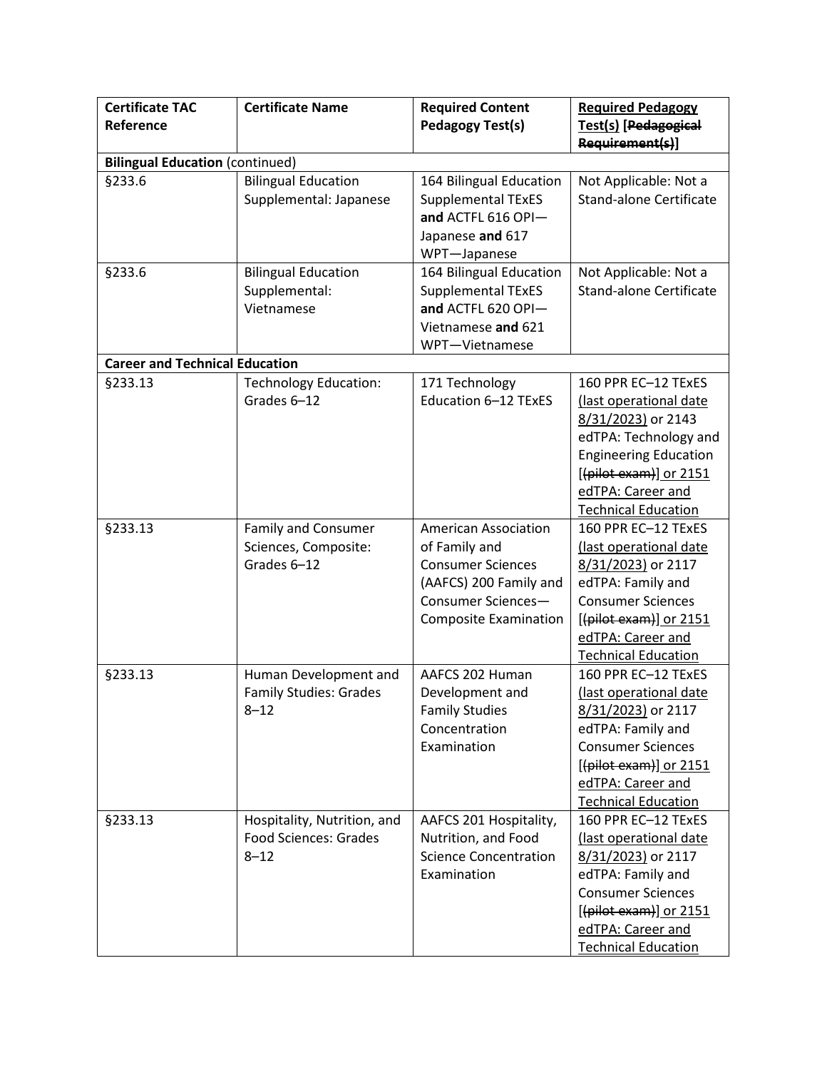| Certificate TAC Reference | Certificate Name | Required Content Pedagogy Test(s) | Required Pedagogy Test(s) [~~Pedagogical Requirement(s)~~] |
|---|---|---|---|
| **Bilingual Education** (continued) | | | |
| §233.6 | Bilingual Education Supplemental: Japanese | 164 Bilingual Education Supplemental TExES **and** ACTFL 616 OPI—Japanese **and** 617 WPT—Japanese | Not Applicable: Not a Stand-alone Certificate |
| §233.6 | Bilingual Education Supplemental: Vietnamese | 164 Bilingual Education Supplemental TExES **and** ACTFL 620 OPI—Vietnamese **and** 621 WPT—Vietnamese | Not Applicable: Not a Stand-alone Certificate |
| **Career and Technical Education** | | | |
| §233.13 | Technology Education: Grades 6–12 | 171 Technology Education 6–12 TExES | 160 PPR EC–12 TExES (last operational date 8/31/2023) or 2143 edTPA: Technology and Engineering Education [~~(pilot exam)~~] or 2151 edTPA: Career and Technical Education |
| §233.13 | Family and Consumer Sciences, Composite: Grades 6–12 | American Association of Family and Consumer Sciences (AAFCS) 200 Family and Consumer Sciences—Composite Examination | 160 PPR EC–12 TExES (last operational date 8/31/2023) or 2117 edTPA: Family and Consumer Sciences [~~(pilot exam)~~] or 2151 edTPA: Career and Technical Education |
| §233.13 | Human Development and Family Studies: Grades 8–12 | AAFCS 202 Human Development and Family Studies Concentration Examination | 160 PPR EC–12 TExES (last operational date 8/31/2023) or 2117 edTPA: Family and Consumer Sciences [~~(pilot exam)~~] or 2151 edTPA: Career and Technical Education |
| §233.13 | Hospitality, Nutrition, and Food Sciences: Grades 8–12 | AAFCS 201 Hospitality, Nutrition, and Food Science Concentration Examination | 160 PPR EC–12 TExES (last operational date 8/31/2023) or 2117 edTPA: Family and Consumer Sciences [~~(pilot exam)~~] or 2151 edTPA: Career and Technical Education |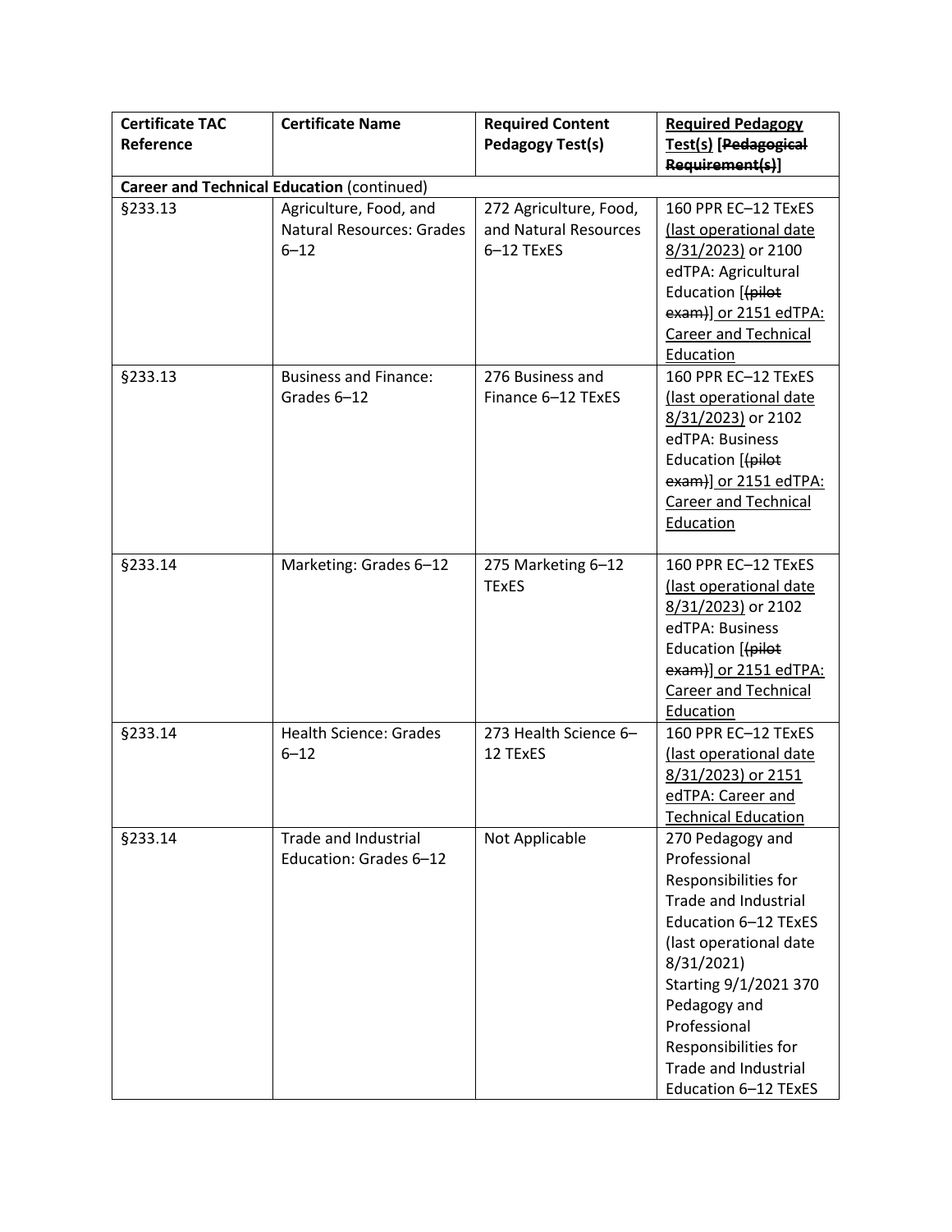| Certificate TAC Reference | Certificate Name | Required Content Pedagogy Test(s) | Required Pedagogy Test(s) [~~Pedagogical Requirement(s)~~] |
|---|---|---|---|
| **Career and Technical Education** (continued) | | | |
| §233.13 | Agriculture, Food, and Natural Resources: Grades 6–12 | 272 Agriculture, Food, and Natural Resources 6–12 TExES | 160 PPR EC–12 TExES (last operational date 8/31/2023) or 2100 edTPA: Agricultural Education [~~(pilot exam)~~] or 2151 edTPA: Career and Technical Education |
| §233.13 | Business and Finance: Grades 6–12 | 276 Business and Finance 6–12 TExES | 160 PPR EC–12 TExES (last operational date 8/31/2023) or 2102 edTPA: Business Education [~~(pilot exam)~~] or 2151 edTPA: Career and Technical Education |
| §233.14 | Marketing: Grades 6–12 | 275 Marketing 6–12 TExES | 160 PPR EC–12 TExES (last operational date 8/31/2023) or 2102 edTPA: Business Education [~~(pilot exam)~~] or 2151 edTPA: Career and Technical Education |
| §233.14 | Health Science: Grades 6–12 | 273 Health Science 6–12 TExES | 160 PPR EC–12 TExES (last operational date 8/31/2023) or 2151 edTPA: Career and Technical Education |
| §233.14 | Trade and Industrial Education: Grades 6–12 | Not Applicable | 270 Pedagogy and Professional Responsibilities for Trade and Industrial Education 6–12 TExES (last operational date 8/31/2021) Starting 9/1/2021 370 Pedagogy and Professional Responsibilities for Trade and Industrial Education 6–12 TExES |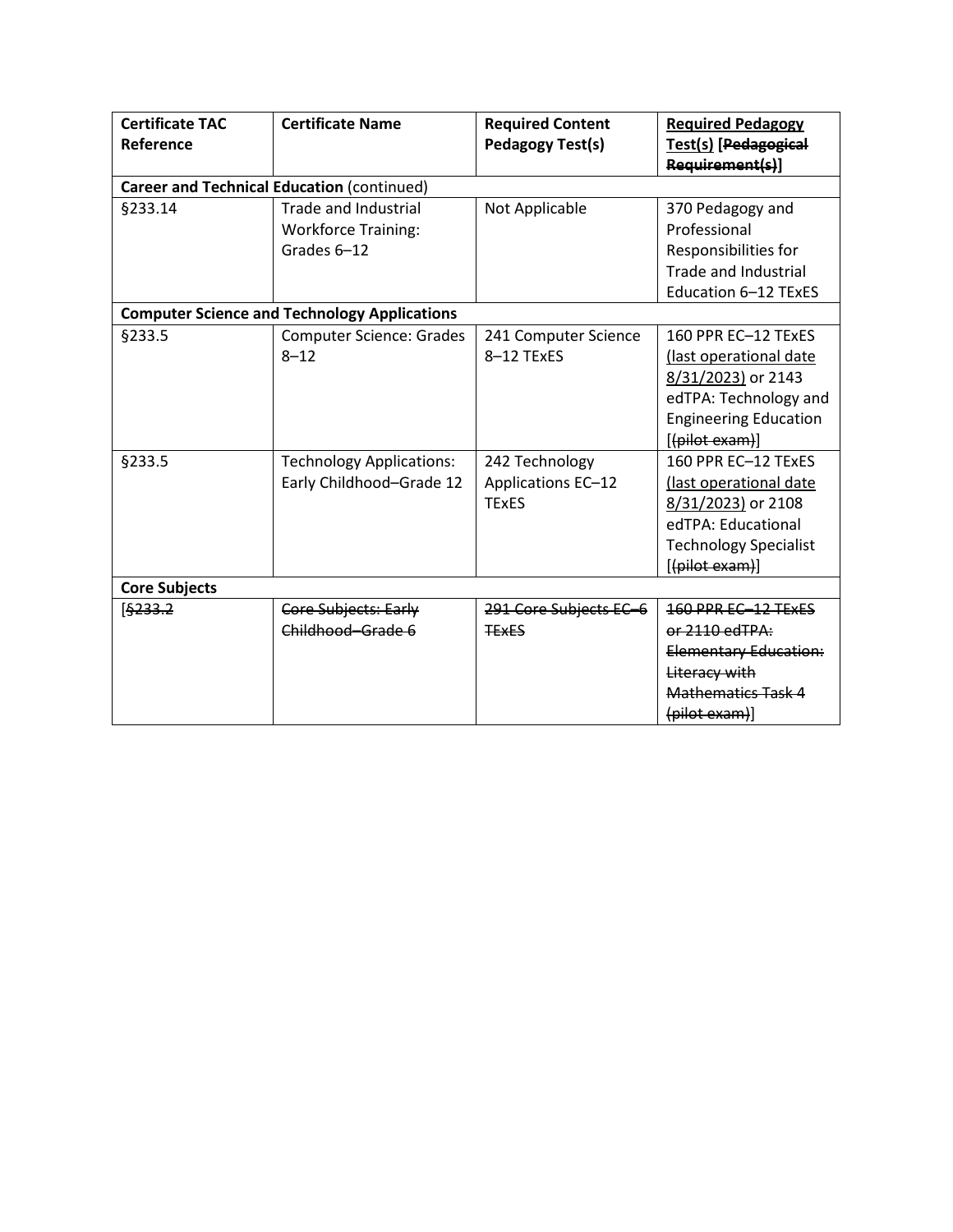| Certificate TAC Reference | Certificate Name | Required Content Pedagogy Test(s) | <u>Required Pedagogy Test(s)</u> [~~Pedagogical Requirement(s)~~] |
|---|---|---|---|
| **Career and Technical Education** (continued) | | | |
| §233.14 | Trade and Industrial Workforce Training: Grades 6–12 | Not Applicable | 370 Pedagogy and Professional Responsibilities for Trade and Industrial Education 6–12 TExES |
| **Computer Science and Technology Applications** | | | |
| §233.5 | Computer Science: Grades 8–12 | 241 Computer Science 8–12 TExES | 160 PPR EC–12 TExES <u>(last operational date 8/31/2023)</u> or 2143 edTPA: Technology and Engineering Education [~~(pilot exam)~~] |
| §233.5 | Technology Applications: Early Childhood–Grade 12 | 242 Technology Applications EC–12 TExES | 160 PPR EC–12 TExES <u>(last operational date 8/31/2023)</u> or 2108 edTPA: Educational Technology Specialist [~~(pilot exam)~~] |
| **Core Subjects** | | | |
| [~~§233.2~~ | ~~Core Subjects: Early Childhood–Grade 6~~ | ~~291 Core Subjects EC–6 TExES~~ | ~~160 PPR EC–12 TExES or 2110 edTPA: Elementary Education: Literacy with Mathematics Task 4 (pilot exam)~~] |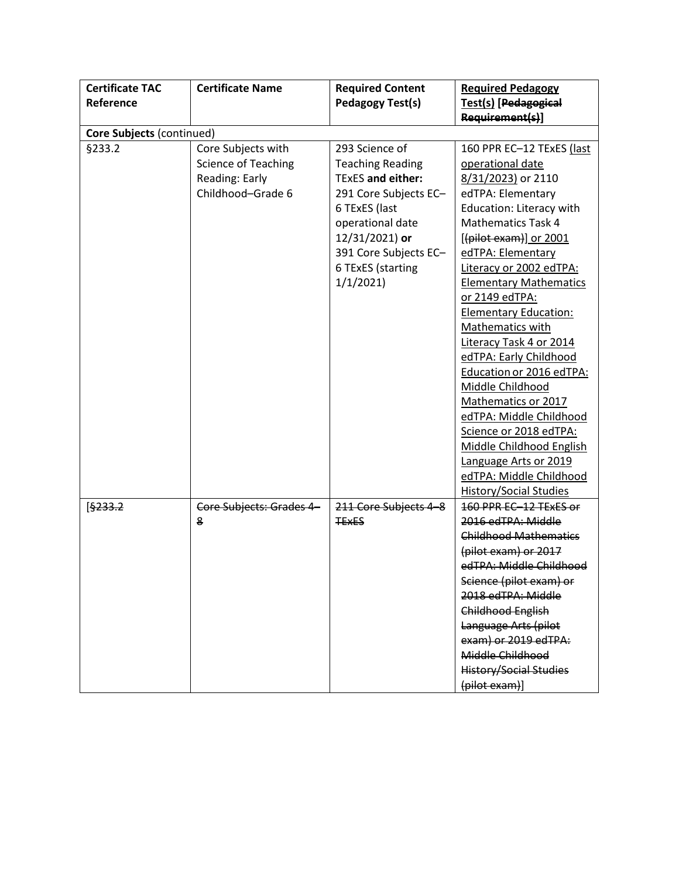| Certificate TAC Reference | Certificate Name | Required Content Pedagogy Test(s) | Required Pedagogy Test(s) [Pedagogical Requirement(s)] |
|---|---|---|---|
| **Core Subjects** (continued) | | | |
| §233.2 | Core Subjects with Science of Teaching Reading: Early Childhood–Grade 6 | 293 Science of Teaching Reading TExES **and either:** 291 Core Subjects EC–6 TExES (last operational date 12/31/2021) **or** 391 Core Subjects EC–6 TExES (starting 1/1/2021) | 160 PPR EC–12 TExES (last operational date 8/31/2023) or 2110 edTPA: Elementary Education: Literacy with Mathematics Task 4 [(pilot exam)] or 2001 edTPA: Elementary Literacy or 2002 edTPA: Elementary Mathematics or 2149 edTPA: Elementary Education: Mathematics with Literacy Task 4 or 2014 edTPA: Early Childhood Education or 2016 edTPA: Middle Childhood Mathematics or 2017 edTPA: Middle Childhood Science or 2018 edTPA: Middle Childhood English Language Arts or 2019 edTPA: Middle Childhood History/Social Studies |
| [§233.2 | Core Subjects: Grades 4–8 | 211 Core Subjects 4–8 TExES | 160 PPR EC–12 TExES or 2016 edTPA: Middle Childhood Mathematics (pilot exam) or 2017 edTPA: Middle Childhood Science (pilot exam) or 2018 edTPA: Middle Childhood English Language Arts (pilot exam) or 2019 edTPA: Middle Childhood History/Social Studies (pilot exam)] |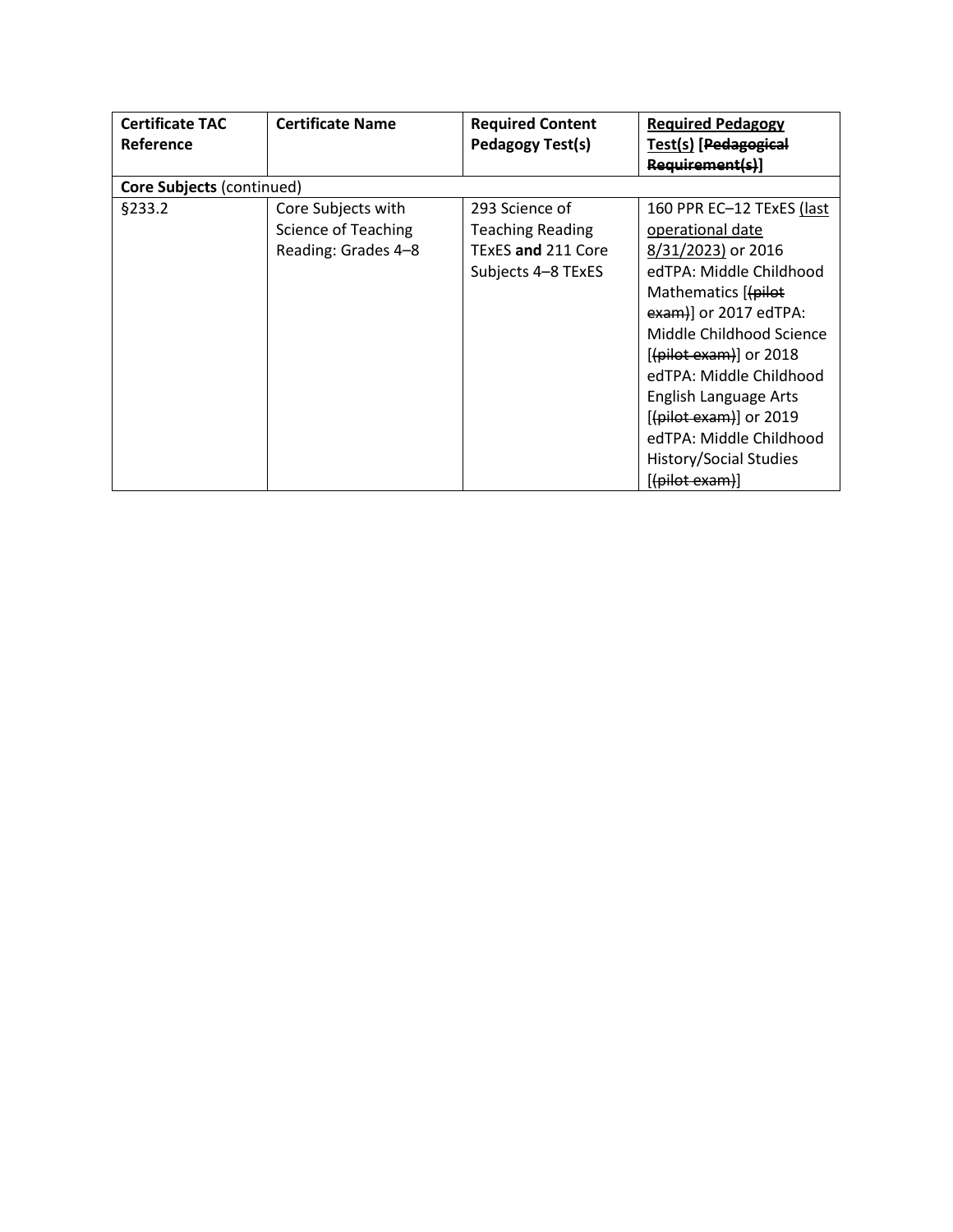| Certificate TAC Reference | Certificate Name | Required Content Pedagogy Test(s) | Required Pedagogy Test(s) [~~Pedagogical Requirement(s)~~] |
|---|---|---|---|
| **Core Subjects** (continued) | | | |
| §233.2 | Core Subjects with Science of Teaching Reading: Grades 4–8 | 293 Science of Teaching Reading TExES **and** 211 Core Subjects 4–8 TExES | 160 PPR EC–12 TExES (last operational date 8/31/2023) or 2016 edTPA: Middle Childhood Mathematics [~~(pilot exam)~~] or 2017 edTPA: Middle Childhood Science [~~(pilot exam)~~] or 2018 edTPA: Middle Childhood English Language Arts [~~(pilot exam)~~] or 2019 edTPA: Middle Childhood History/Social Studies [~~(pilot exam)~~] |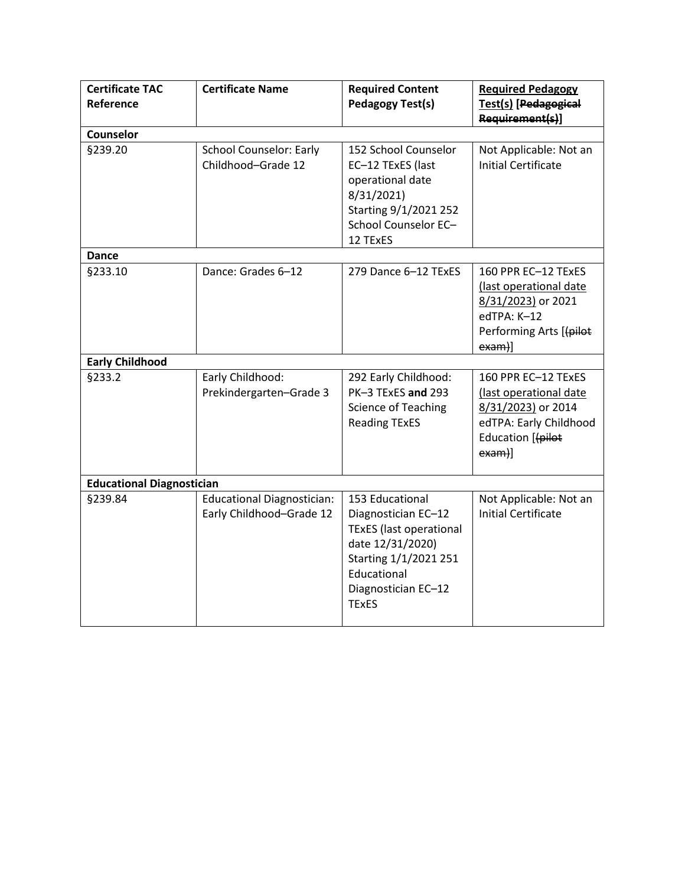| Certificate TAC Reference | Certificate Name | Required Content Pedagogy Test(s) | Required Pedagogy Test(s) [~~Pedagogical Requirement(s)~~] |
|---|---|---|---|
| **Counselor** | | | |
| §239.20 | School Counselor: Early Childhood–Grade 12 | 152 School Counselor EC–12 TExES (last operational date 8/31/2021) Starting 9/1/2021 252 School Counselor EC–12 TExES | Not Applicable: Not an Initial Certificate |
| **Dance** | | | |
| §233.10 | Dance: Grades 6–12 | 279 Dance 6–12 TExES | 160 PPR EC–12 TExES <u>(last operational date 8/31/2023)</u> or 2021 edTPA: K–12 Performing Arts [~~(pilot exam)~~] |
| **Early Childhood** | | | |
| §233.2 | Early Childhood: Prekindergarten–Grade 3 | 292 Early Childhood: PK–3 TExES **and** 293 Science of Teaching Reading TExES | 160 PPR EC–12 TExES <u>(last operational date 8/31/2023)</u> or 2014 edTPA: Early Childhood Education [~~(pilot exam)~~] |
| **Educational Diagnostician** | | | |
| §239.84 | Educational Diagnostician: Early Childhood–Grade 12 | 153 Educational Diagnostician EC–12 TExES (last operational date 12/31/2020) Starting 1/1/2021 251 Educational Diagnostician EC–12 TExES | Not Applicable: Not an Initial Certificate |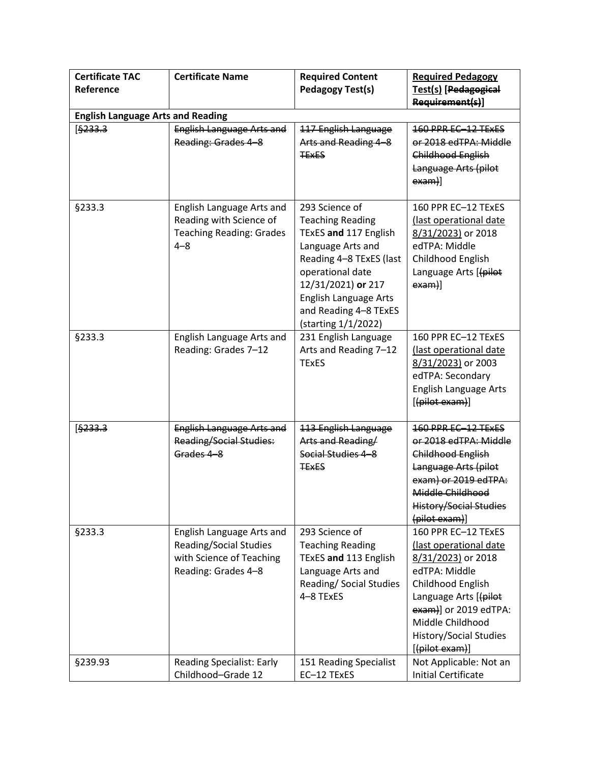| Certificate TAC Reference | Certificate Name | Required Content Pedagogy Test(s) | <u>Required Pedagogy Test(s)</u> [~~Pedagogical Requirement(s)~~] |
|---|---|---|---|
| **English Language Arts and Reading** | | | |
| [~~§233.3~~ | ~~English Language Arts and Reading: Grades 4–8~~ | ~~117 English Language Arts and Reading 4–8 TExES~~ | ~~160 PPR EC–12 TExES or 2018 edTPA: Middle Childhood English Language Arts (pilot exam)~~] |
| §233.3 | English Language Arts and Reading with Science of Teaching Reading: Grades 4–8 | 293 Science of Teaching Reading TExES **and** 117 English Language Arts and Reading 4–8 TExES (last operational date 12/31/2021) **or** 217 English Language Arts and Reading 4–8 TExES (starting 1/1/2022) | 160 PPR EC–12 TExES <u>(last operational date 8/31/2023)</u> or 2018 edTPA: Middle Childhood English Language Arts [~~(pilot exam)~~] |
| §233.3 | English Language Arts and Reading: Grades 7–12 | 231 English Language Arts and Reading 7–12 TExES | 160 PPR EC–12 TExES <u>(last operational date 8/31/2023)</u> or 2003 edTPA: Secondary English Language Arts [~~(pilot exam)~~] |
| [~~§233.3~~ | ~~English Language Arts and Reading/Social Studies: Grades 4–8~~ | ~~113 English Language Arts and Reading/ Social Studies 4–8 TExES~~ | ~~160 PPR EC–12 TExES or 2018 edTPA: Middle Childhood English Language Arts (pilot exam) or 2019 edTPA: Middle Childhood History/Social Studies (pilot exam)~~] |
| §233.3 | English Language Arts and Reading/Social Studies with Science of Teaching Reading: Grades 4–8 | 293 Science of Teaching Reading TExES **and** 113 English Language Arts and Reading/ Social Studies 4–8 TExES | 160 PPR EC–12 TExES <u>(last operational date 8/31/2023)</u> or 2018 edTPA: Middle Childhood English Language Arts [~~(pilot exam)~~] or 2019 edTPA: Middle Childhood History/Social Studies [~~(pilot exam)~~] |
| §239.93 | Reading Specialist: Early Childhood–Grade 12 | 151 Reading Specialist EC–12 TExES | Not Applicable: Not an Initial Certificate |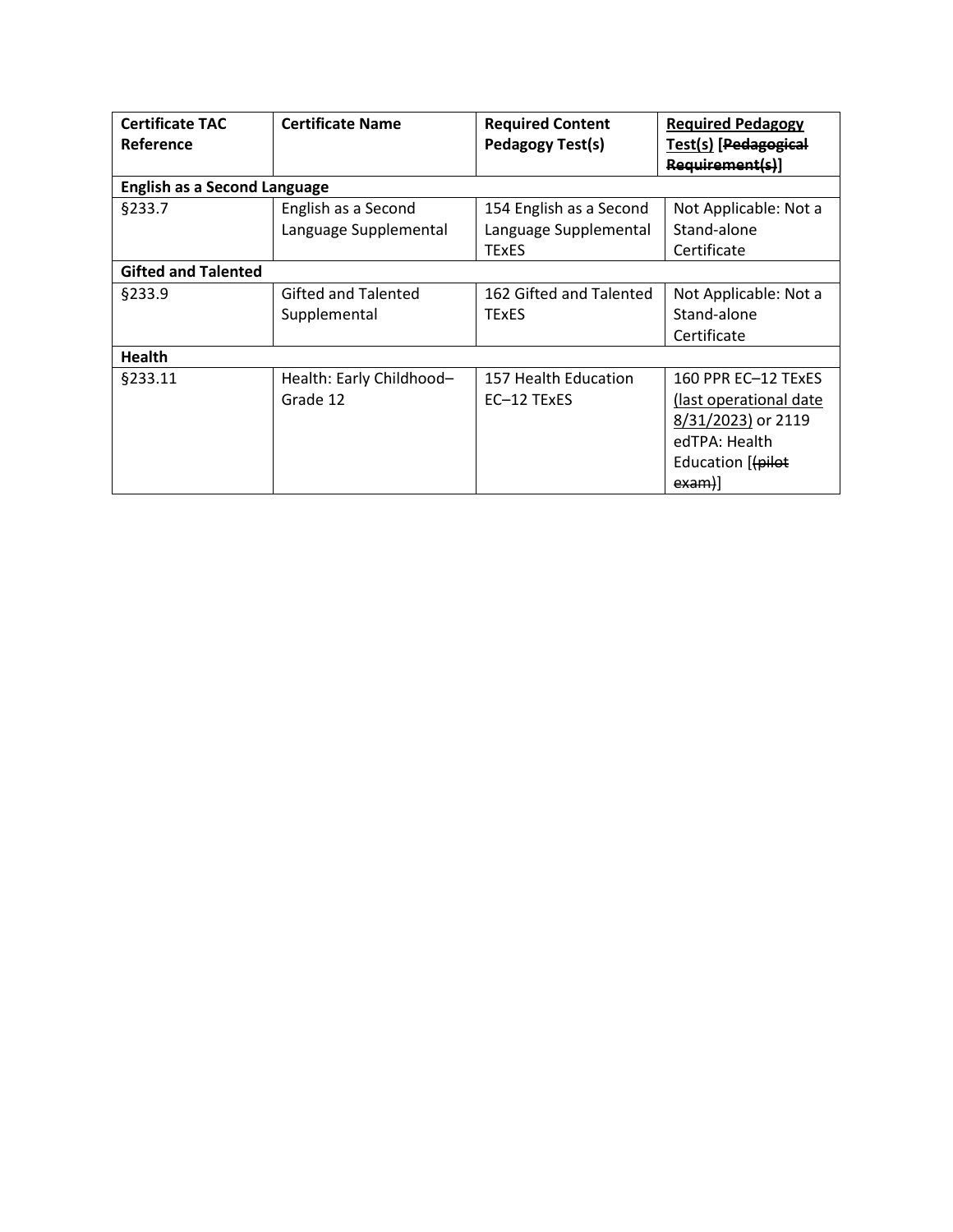| Certificate TAC Reference | Certificate Name | Required Content Pedagogy Test(s) | Required Pedagogy Test(s) [~~Pedagogical Requirement(s)~~] |
|---|---|---|---|
| **English as a Second Language** | | | |
| §233.7 | English as a Second Language Supplemental | 154 English as a Second Language Supplemental TExES | Not Applicable: Not a Stand-alone Certificate |
| **Gifted and Talented** | | | |
| §233.9 | Gifted and Talented Supplemental | 162 Gifted and Talented TExES | Not Applicable: Not a Stand-alone Certificate |
| **Health** | | | |
| §233.11 | Health: Early Childhood–Grade 12 | 157 Health Education EC–12 TExES | 160 PPR EC–12 TExES (last operational date 8/31/2023) or 2119 edTPA: Health Education [~~(pilot exam)~~] |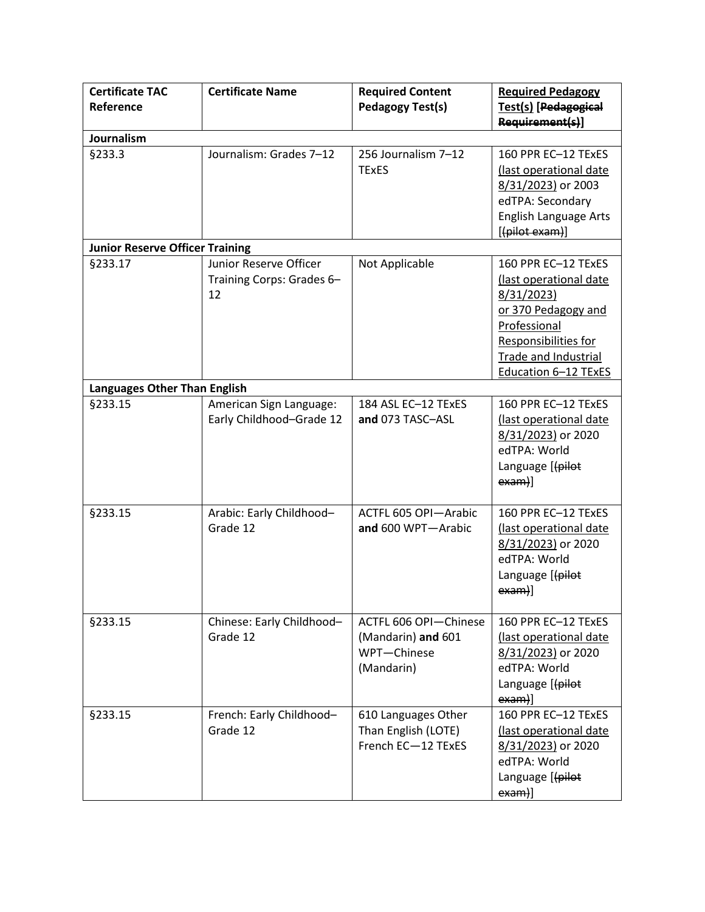| Certificate TAC Reference | Certificate Name | Required Content Pedagogy Test(s) | Required Pedagogy Test(s) [~~Pedagogical Requirement(s)~~] |
|---|---|---|---|
| **Journalism** | | | |
| §233.3 | Journalism: Grades 7–12 | 256 Journalism 7–12 TExES | 160 PPR EC–12 TExES (last operational date 8/31/2023) or 2003 edTPA: Secondary English Language Arts [~~(pilot exam)~~] |
| **Junior Reserve Officer Training** | | | |
| §233.17 | Junior Reserve Officer Training Corps: Grades 6–12 | Not Applicable | 160 PPR EC–12 TExES (last operational date 8/31/2023) or 370 Pedagogy and Professional Responsibilities for Trade and Industrial Education 6–12 TExES |
| **Languages Other Than English** | | | |
| §233.15 | American Sign Language: Early Childhood–Grade 12 | 184 ASL EC–12 TExES **and** 073 TASC–ASL | 160 PPR EC–12 TExES (last operational date 8/31/2023) or 2020 edTPA: World Language [~~(pilot exam)~~] |
| §233.15 | Arabic: Early Childhood–Grade 12 | ACTFL 605 OPI—Arabic **and** 600 WPT—Arabic | 160 PPR EC–12 TExES (last operational date 8/31/2023) or 2020 edTPA: World Language [~~(pilot exam)~~] |
| §233.15 | Chinese: Early Childhood–Grade 12 | ACTFL 606 OPI—Chinese (Mandarin) **and** 601 WPT—Chinese (Mandarin) | 160 PPR EC–12 TExES (last operational date 8/31/2023) or 2020 edTPA: World Language [~~(pilot exam)~~] |
| §233.15 | French: Early Childhood–Grade 12 | 610 Languages Other Than English (LOTE) French EC—12 TExES | 160 PPR EC–12 TExES (last operational date 8/31/2023) or 2020 edTPA: World Language [~~(pilot exam)~~] |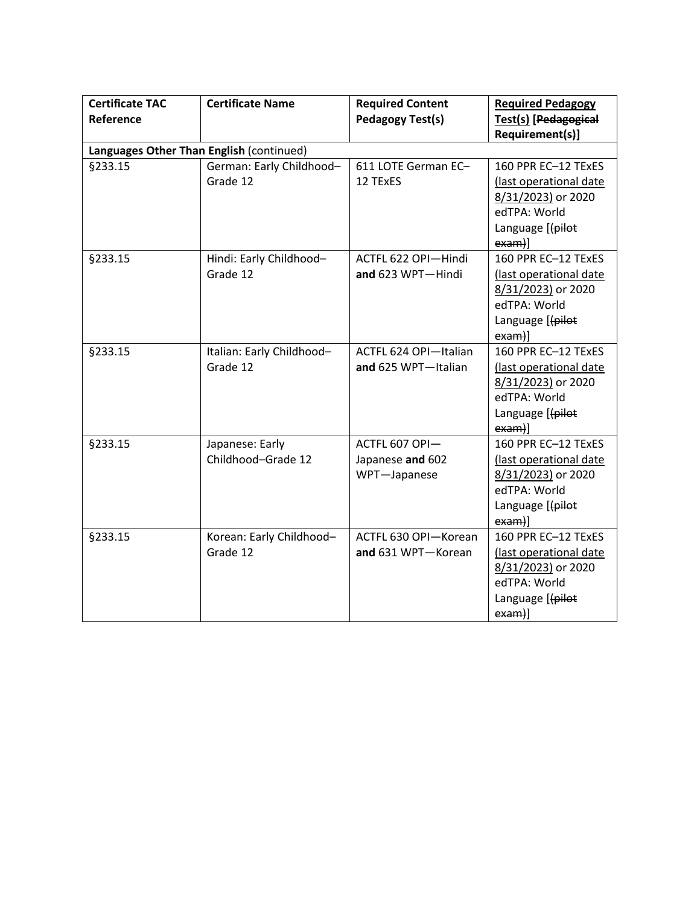| **Certificate TAC Reference** | **Certificate Name** | **Required Content Pedagogy Test(s)** | **Required Pedagogy Test(s) [~~Pedagogical Requirement(s)~~]** |
|---|---|---|---|
| **Languages Other Than English** (continued) | | | |
| §233.15 | German: Early Childhood–Grade 12 | 611 LOTE German EC–12 TExES | 160 PPR EC–12 TExES (last operational date 8/31/2023) or 2020 edTPA: World Language [~~(pilot exam)~~] |
| §233.15 | Hindi: Early Childhood–Grade 12 | ACTFL 622 OPI—Hindi **and** 623 WPT—Hindi | 160 PPR EC–12 TExES (last operational date 8/31/2023) or 2020 edTPA: World Language [~~(pilot exam)~~] |
| §233.15 | Italian: Early Childhood–Grade 12 | ACTFL 624 OPI—Italian **and** 625 WPT—Italian | 160 PPR EC–12 TExES (last operational date 8/31/2023) or 2020 edTPA: World Language [~~(pilot exam)~~] |
| §233.15 | Japanese: Early Childhood–Grade 12 | ACTFL 607 OPI—Japanese **and** 602 WPT—Japanese | 160 PPR EC–12 TExES (last operational date 8/31/2023) or 2020 edTPA: World Language [~~(pilot exam)~~] |
| §233.15 | Korean: Early Childhood–Grade 12 | ACTFL 630 OPI—Korean **and** 631 WPT—Korean | 160 PPR EC–12 TExES (last operational date 8/31/2023) or 2020 edTPA: World Language [~~(pilot exam)~~] |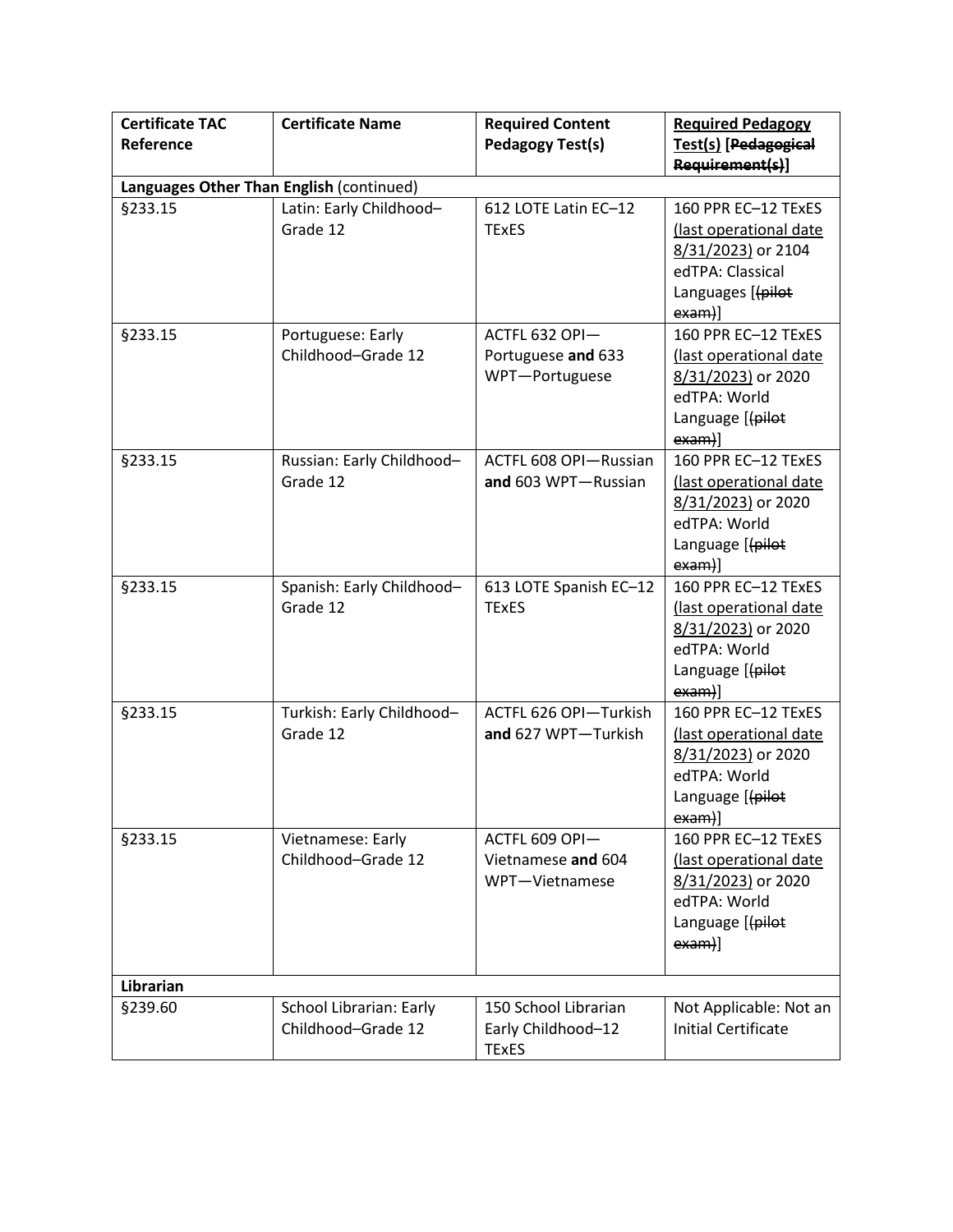| Certificate TAC Reference | Certificate Name | Required Content Pedagogy Test(s) | Required Pedagogy Test(s) [~~Pedagogical Requirement(s)~~] |
|---|---|---|---|
| **Languages Other Than English** (continued) | | | |
| §233.15 | Latin: Early Childhood–Grade 12 | 612 LOTE Latin EC–12 TExES | 160 PPR EC–12 TExES (last operational date 8/31/2023) or 2104 edTPA: Classical Languages [~~(pilot exam)~~] |
| §233.15 | Portuguese: Early Childhood–Grade 12 | ACTFL 632 OPI—Portuguese **and** 633 WPT—Portuguese | 160 PPR EC–12 TExES (last operational date 8/31/2023) or 2020 edTPA: World Language [~~(pilot exam)~~] |
| §233.15 | Russian: Early Childhood–Grade 12 | ACTFL 608 OPI—Russian **and** 603 WPT—Russian | 160 PPR EC–12 TExES (last operational date 8/31/2023) or 2020 edTPA: World Language [~~(pilot exam)~~] |
| §233.15 | Spanish: Early Childhood–Grade 12 | 613 LOTE Spanish EC–12 TExES | 160 PPR EC–12 TExES (last operational date 8/31/2023) or 2020 edTPA: World Language [~~(pilot exam)~~] |
| §233.15 | Turkish: Early Childhood–Grade 12 | ACTFL 626 OPI—Turkish **and** 627 WPT—Turkish | 160 PPR EC–12 TExES (last operational date 8/31/2023) or 2020 edTPA: World Language [~~(pilot exam)~~] |
| §233.15 | Vietnamese: Early Childhood–Grade 12 | ACTFL 609 OPI—Vietnamese **and** 604 WPT—Vietnamese | 160 PPR EC–12 TExES (last operational date 8/31/2023) or 2020 edTPA: World Language [~~(pilot exam)~~] |
| **Librarian** | | | |
| §239.60 | School Librarian: Early Childhood–Grade 12 | 150 School Librarian Early Childhood–12 TExES | Not Applicable: Not an Initial Certificate |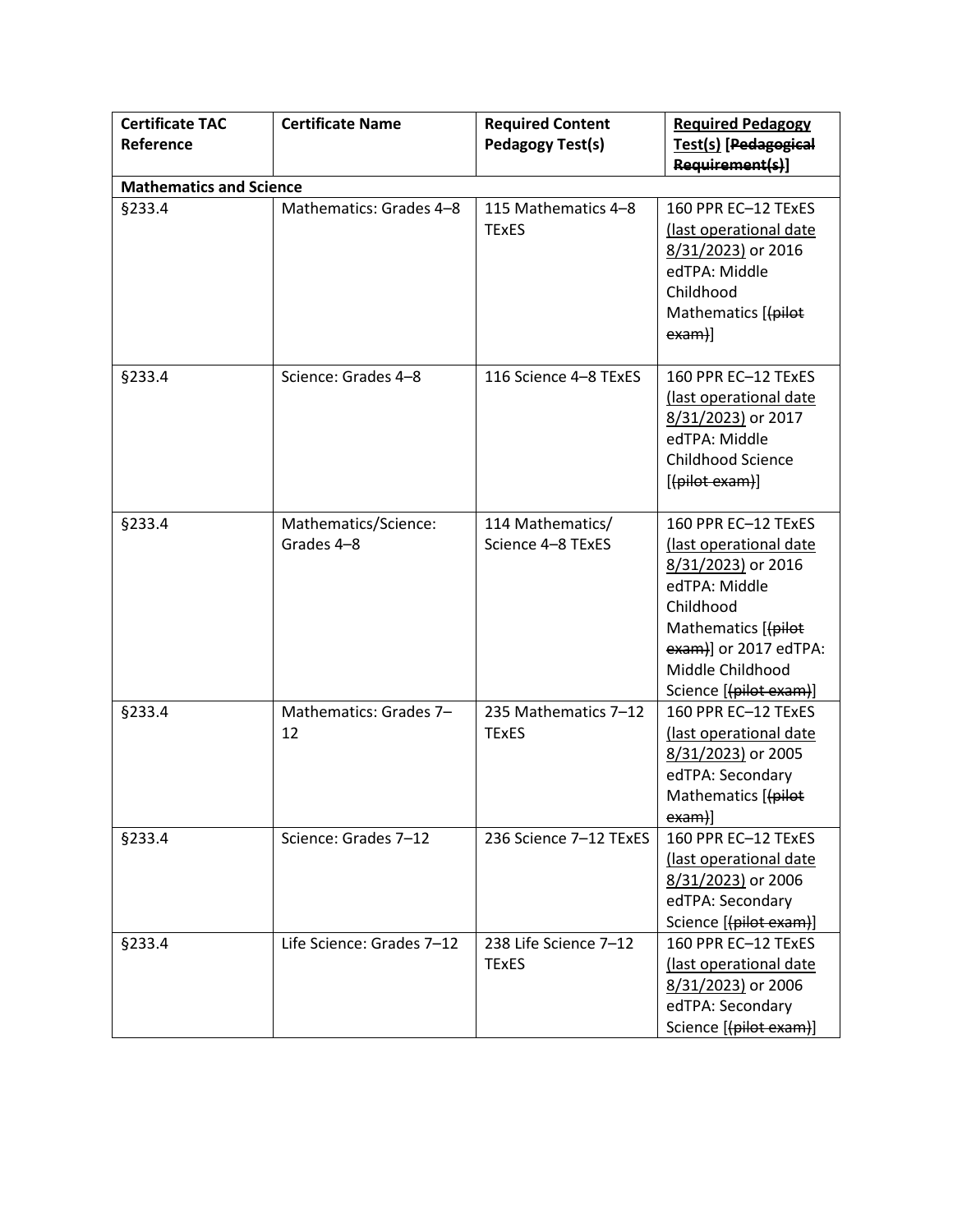| Certificate TAC Reference | Certificate Name | Required Content Pedagogy Test(s) | <u>Required Pedagogy Test(s)</u> [~~Pedagogical Requirement(s)~~] |
|---|---|---|---|
| **Mathematics and Science** | | | |
| §233.4 | Mathematics: Grades 4–8 | 115 Mathematics 4–8 TExES | 160 PPR EC–12 TExES <u>(last operational date 8/31/2023)</u> or 2016 edTPA: Middle Childhood Mathematics [~~(pilot exam)~~] |
| §233.4 | Science: Grades 4–8 | 116 Science 4–8 TExES | 160 PPR EC–12 TExES <u>(last operational date 8/31/2023)</u> or 2017 edTPA: Middle Childhood Science [~~(pilot exam)~~] |
| §233.4 | Mathematics/Science: Grades 4–8 | 114 Mathematics/ Science 4–8 TExES | 160 PPR EC–12 TExES <u>(last operational date 8/31/2023)</u> or 2016 edTPA: Middle Childhood Mathematics [~~(pilot exam)~~] or 2017 edTPA: Middle Childhood Science [~~(pilot exam)~~] |
| §233.4 | Mathematics: Grades 7–12 | 235 Mathematics 7–12 TExES | 160 PPR EC–12 TExES <u>(last operational date 8/31/2023)</u> or 2005 edTPA: Secondary Mathematics [~~(pilot exam)~~] |
| §233.4 | Science: Grades 7–12 | 236 Science 7–12 TExES | 160 PPR EC–12 TExES <u>(last operational date 8/31/2023)</u> or 2006 edTPA: Secondary Science [~~(pilot exam)~~] |
| §233.4 | Life Science: Grades 7–12 | 238 Life Science 7–12 TExES | 160 PPR EC–12 TExES <u>(last operational date 8/31/2023)</u> or 2006 edTPA: Secondary Science [~~(pilot exam)~~] |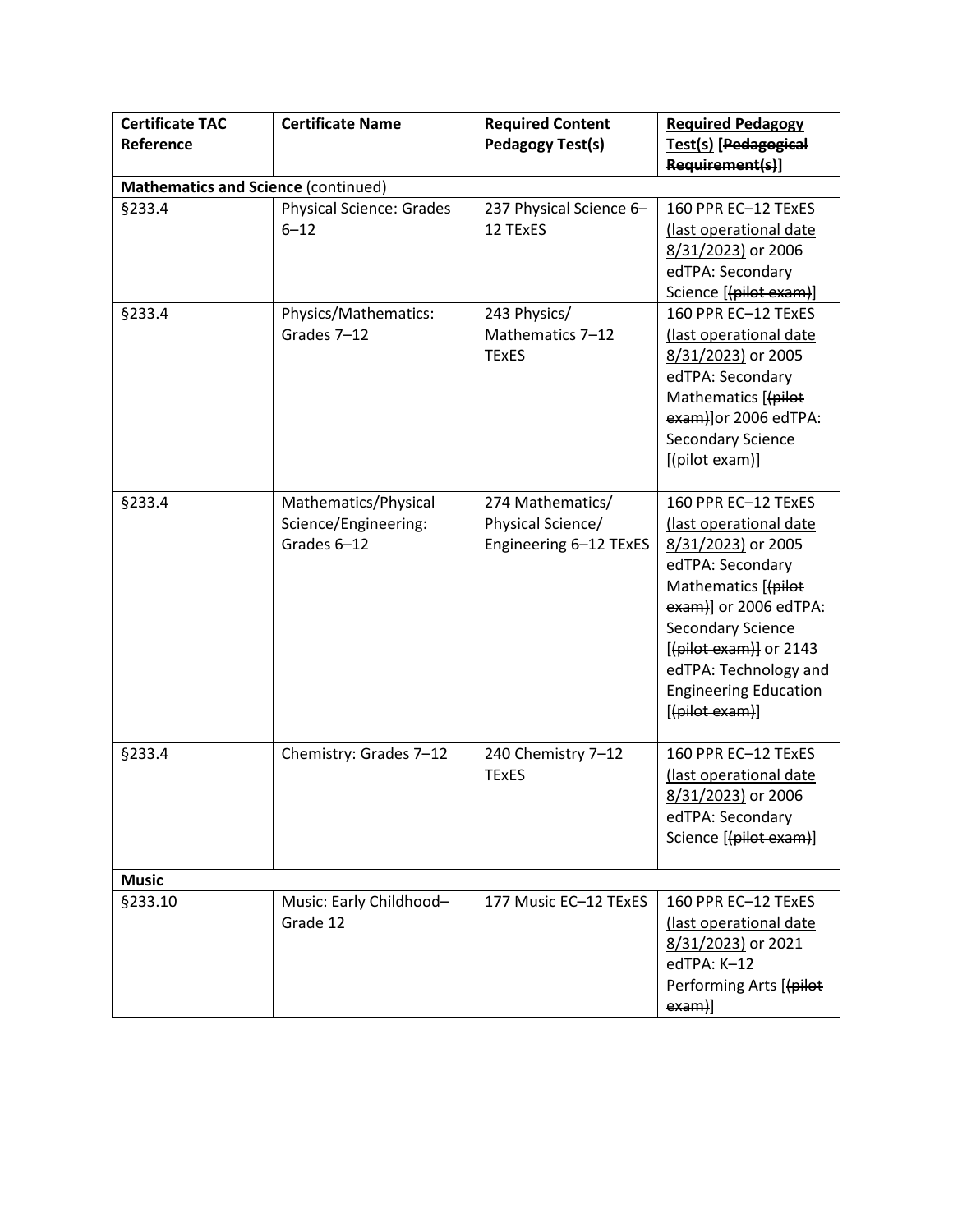| Certificate TAC Reference | Certificate Name | Required Content Pedagogy Test(s) | <u>Required Pedagogy Test(s)</u> [~~Pedagogical Requirement(s)~~] |
|---|---|---|---|
| **Mathematics and Science** (continued) | | | |
| §233.4 | Physical Science: Grades 6–12 | 237 Physical Science 6–12 TExES | 160 PPR EC–12 TExES <u>(last operational date 8/31/2023)</u> or 2006 edTPA: Secondary Science [~~(pilot exam)~~] |
| §233.4 | Physics/Mathematics: Grades 7–12 | 243 Physics/ Mathematics 7–12 TExES | 160 PPR EC–12 TExES <u>(last operational date 8/31/2023)</u> or 2005 edTPA: Secondary Mathematics [~~(pilot exam)~~]or 2006 edTPA: Secondary Science [~~(pilot exam)~~] |
| §233.4 | Mathematics/Physical Science/Engineering: Grades 6–12 | 274 Mathematics/ Physical Science/ Engineering 6–12 TExES | 160 PPR EC–12 TExES <u>(last operational date 8/31/2023)</u> or 2005 edTPA: Secondary Mathematics [~~(pilot exam)~~] or 2006 edTPA: Secondary Science [~~(pilot exam)~~] or 2143 edTPA: Technology and Engineering Education [~~(pilot exam)~~] |
| §233.4 | Chemistry: Grades 7–12 | 240 Chemistry 7–12 TExES | 160 PPR EC–12 TExES <u>(last operational date 8/31/2023)</u> or 2006 edTPA: Secondary Science [~~(pilot exam)~~] |
| **Music** | | | |
| §233.10 | Music: Early Childhood–Grade 12 | 177 Music EC–12 TExES | 160 PPR EC–12 TExES <u>(last operational date 8/31/2023)</u> or 2021 edTPA: K–12 Performing Arts [~~(pilot exam)~~] |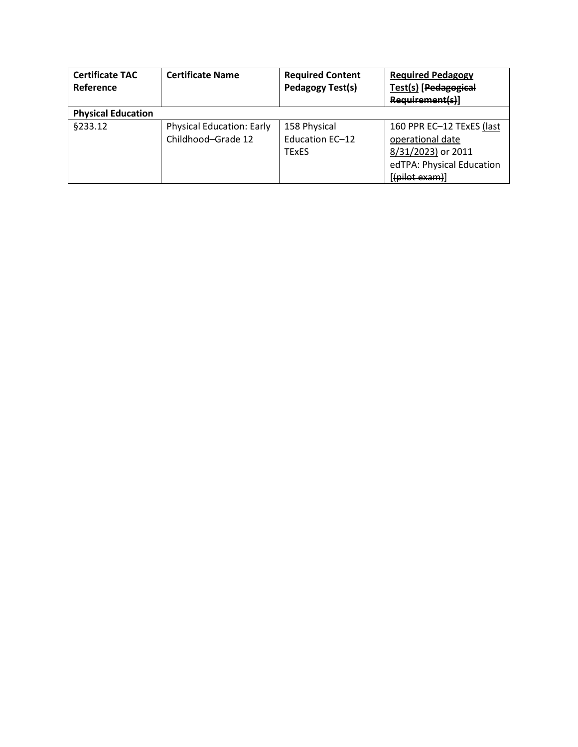| Certificate TAC Reference | Certificate Name | Required Content Pedagogy Test(s) | Required Pedagogy Test(s) [~~Pedagogical Requirement(s)~~] |
| --- | --- | --- | --- |
| **Physical Education** | | | |
| §233.12 | Physical Education: Early Childhood–Grade 12 | 158 Physical Education EC–12 TExES | 160 PPR EC–12 TExES (last operational date 8/31/2023) or 2011 edTPA: Physical Education [~~(pilot exam)~~] |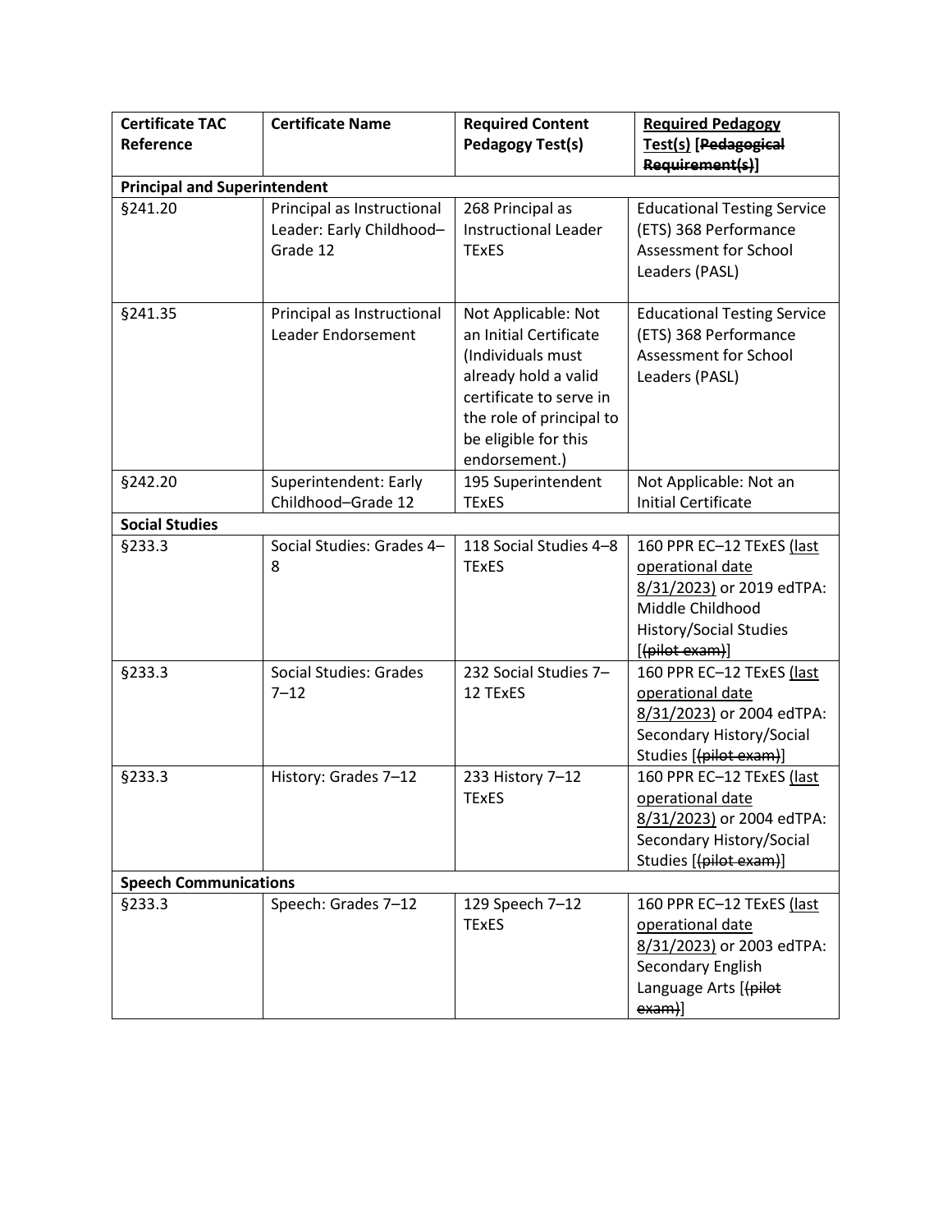| Certificate TAC Reference | Certificate Name | Required Content Pedagogy Test(s) | Required Pedagogy Test(s) [~~Pedagogical Requirement(s)~~] |
|---|---|---|---|
| **Principal and Superintendent** | | | |
| §241.20 | Principal as Instructional Leader: Early Childhood–Grade 12 | 268 Principal as Instructional Leader TExES | Educational Testing Service (ETS) 368 Performance Assessment for School Leaders (PASL) |
| §241.35 | Principal as Instructional Leader Endorsement | Not Applicable: Not an Initial Certificate (Individuals must already hold a valid certificate to serve in the role of principal to be eligible for this endorsement.) | Educational Testing Service (ETS) 368 Performance Assessment for School Leaders (PASL) |
| §242.20 | Superintendent: Early Childhood–Grade 12 | 195 Superintendent TExES | Not Applicable: Not an Initial Certificate |
| **Social Studies** | | | |
| §233.3 | Social Studies: Grades 4–8 | 118 Social Studies 4–8 TExES | 160 PPR EC–12 TExES (last operational date 8/31/2023) or 2019 edTPA: Middle Childhood History/Social Studies [~~(pilot exam)~~] |
| §233.3 | Social Studies: Grades 7–12 | 232 Social Studies 7–12 TExES | 160 PPR EC–12 TExES (last operational date 8/31/2023) or 2004 edTPA: Secondary History/Social Studies [~~(pilot exam)~~] |
| §233.3 | History: Grades 7–12 | 233 History 7–12 TExES | 160 PPR EC–12 TExES (last operational date 8/31/2023) or 2004 edTPA: Secondary History/Social Studies [~~(pilot exam)~~] |
| **Speech Communications** | | | |
| §233.3 | Speech: Grades 7–12 | 129 Speech 7–12 TExES | 160 PPR EC–12 TExES (last operational date 8/31/2023) or 2003 edTPA: Secondary English Language Arts [~~(pilot exam)~~] |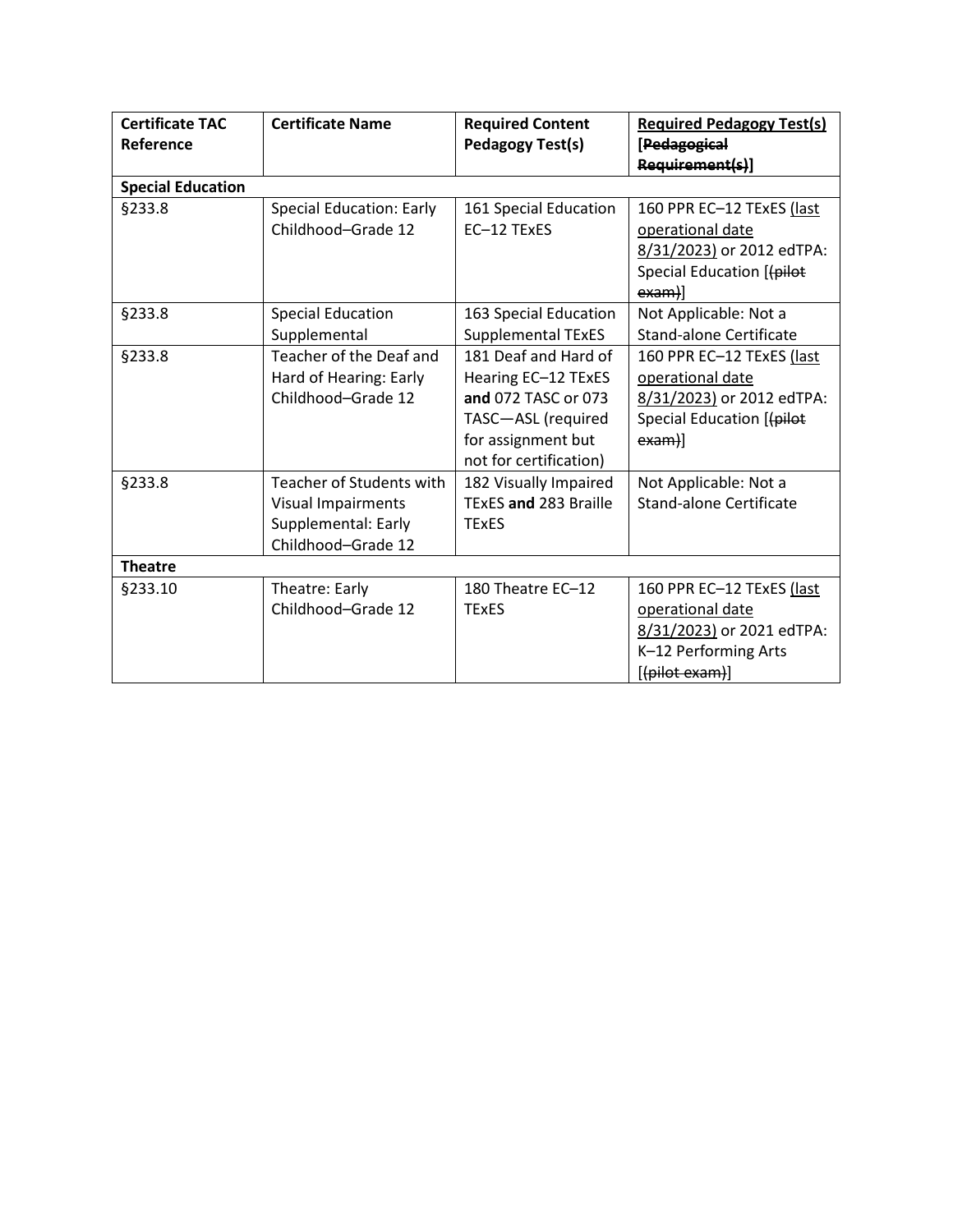| Certificate TAC Reference | Certificate Name | Required Content Pedagogy Test(s) | Required Pedagogy Test(s) [~~Pedagogical Requirement(s)~~] |
|---|---|---|---|
| **Special Education** | | | |
| §233.8 | Special Education: Early Childhood–Grade 12 | 161 Special Education EC–12 TExES | 160 PPR EC–12 TExES (last operational date 8/31/2023) or 2012 edTPA: Special Education [~~(pilot exam)~~] |
| §233.8 | Special Education Supplemental | 163 Special Education Supplemental TExES | Not Applicable: Not a Stand-alone Certificate |
| §233.8 | Teacher of the Deaf and Hard of Hearing: Early Childhood–Grade 12 | 181 Deaf and Hard of Hearing EC–12 TExES **and** 072 TASC or 073 TASC—ASL (required for assignment but not for certification) | 160 PPR EC–12 TExES (last operational date 8/31/2023) or 2012 edTPA: Special Education [~~(pilot exam)~~] |
| §233.8 | Teacher of Students with Visual Impairments Supplemental: Early Childhood–Grade 12 | 182 Visually Impaired TExES **and** 283 Braille TExES | Not Applicable: Not a Stand-alone Certificate |
| **Theatre** | | | |
| §233.10 | Theatre: Early Childhood–Grade 12 | 180 Theatre EC–12 TExES | 160 PPR EC–12 TExES (last operational date 8/31/2023) or 2021 edTPA: K–12 Performing Arts [~~(pilot exam)~~] |